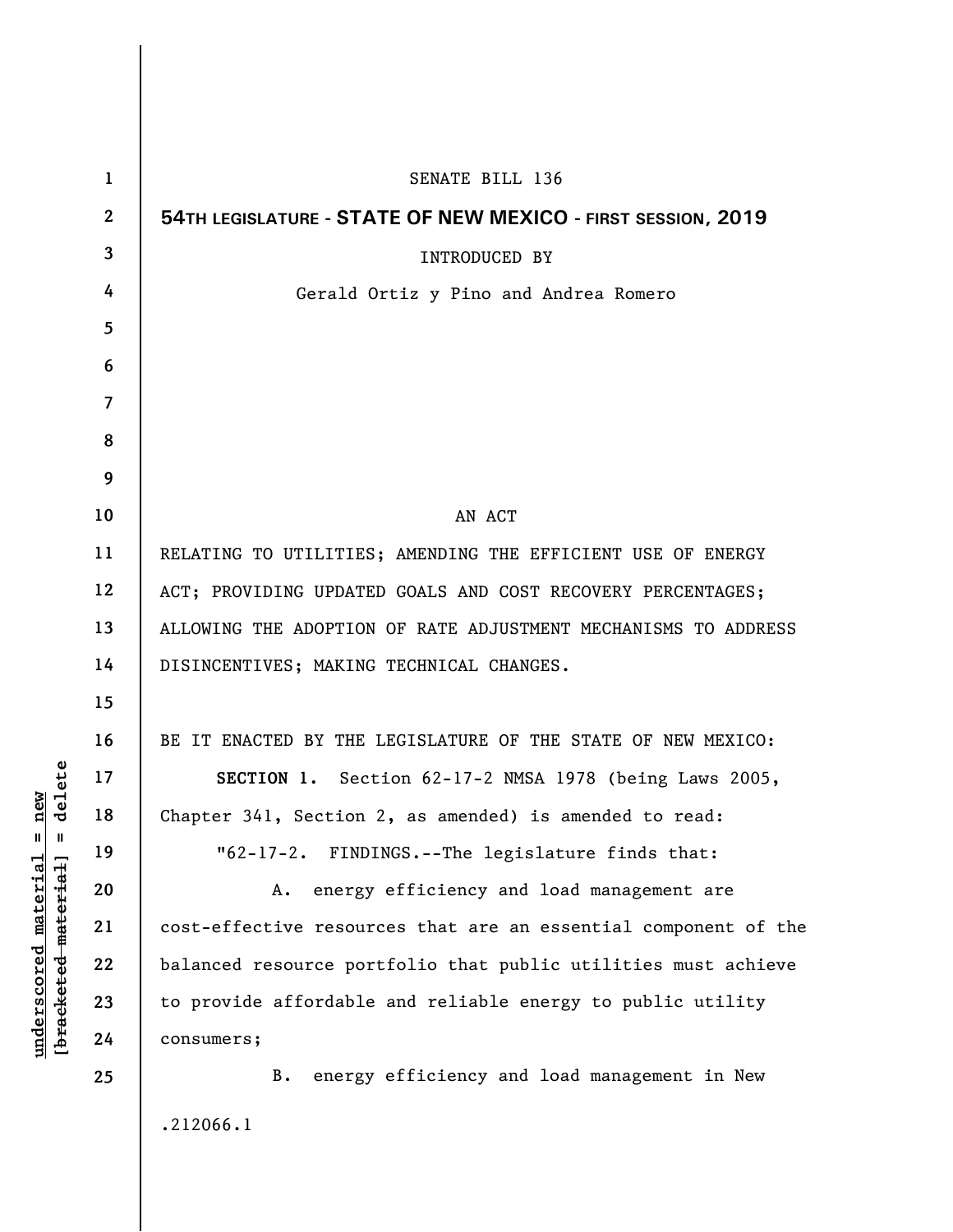SENATE BILL 136

**54TH LEGISLATURE - STATE OF NEW MEXICO - FIRST SESSION, 2019**

INTRODUCED BY

Gerald Ortiz y Pino and Andrea Romero

AN ACT

RELATING TO UTILITIES; AMENDING THE EFFICIENT USE OF ENERGY ACT; PROVIDING UPDATED GOALS AND COST RECOVERY PERCENTAGES; ALLOWING THE ADOPTION OF RATE ADJUSTMENT MECHANISMS TO ADDRESS DISINCENTIVES; MAKING TECHNICAL CHANGES.

BE IT ENACTED BY THE LEGISLATURE OF THE STATE OF NEW MEXICO:

**SECTION 1.** Section 62-17-2 NMSA 1978 (being Laws 2005, Chapter 341, Section 2, as amended) is amended to read:

"62-17-2. FINDINGS.--The legislature finds that:

A. energy efficiency and load management are cost-effective resources that are an essential component of the balanced resource portfolio that public utilities must achieve to provide affordable and reliable energy to public utility consumers;

B. energy efficiency and load management in New

.212066.1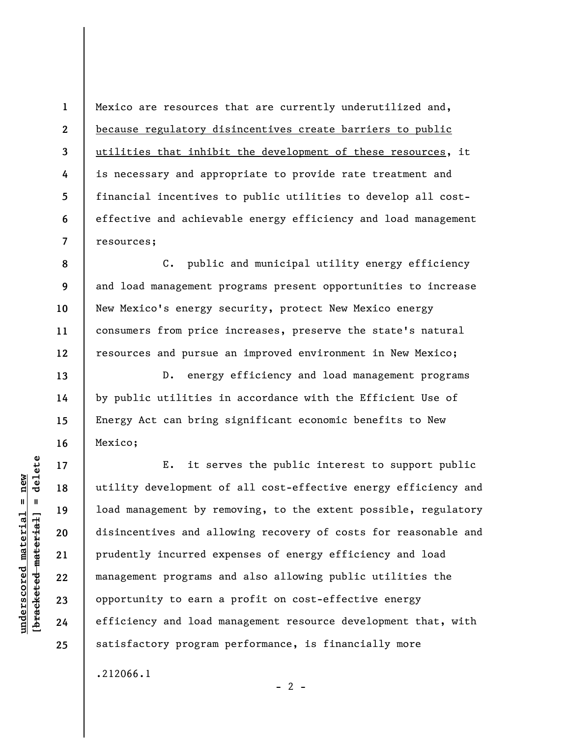Mexico are resources that are currently underutilized and, <u>because regulatory disincentives create barriers to public utilities that inhibit the development of these resources</u>, it is necessary and appropriate to provide rate treatment and financial incentives to public utilities to develop all cost-effective and achievable energy efficiency and load management resources;

C. public and municipal utility energy efficiency and load management programs present opportunities to increase New Mexico's energy security, protect New Mexico energy consumers from price increases, preserve the state's natural resources and pursue an improved environment in New Mexico;

D. energy efficiency and load management programs by public utilities in accordance with the Efficient Use of Energy Act can bring significant economic benefits to New Mexico;

E. it serves the public interest to support public utility development of all cost-effective energy efficiency and load management by removing, to the extent possible, regulatory disincentives and allowing recovery of costs for reasonable and prudently incurred expenses of energy efficiency and load management programs and also allowing public utilities the opportunity to earn a profit on cost-effective energy efficiency and load management resource development that, with satisfactory program performance, is financially more

.212066.1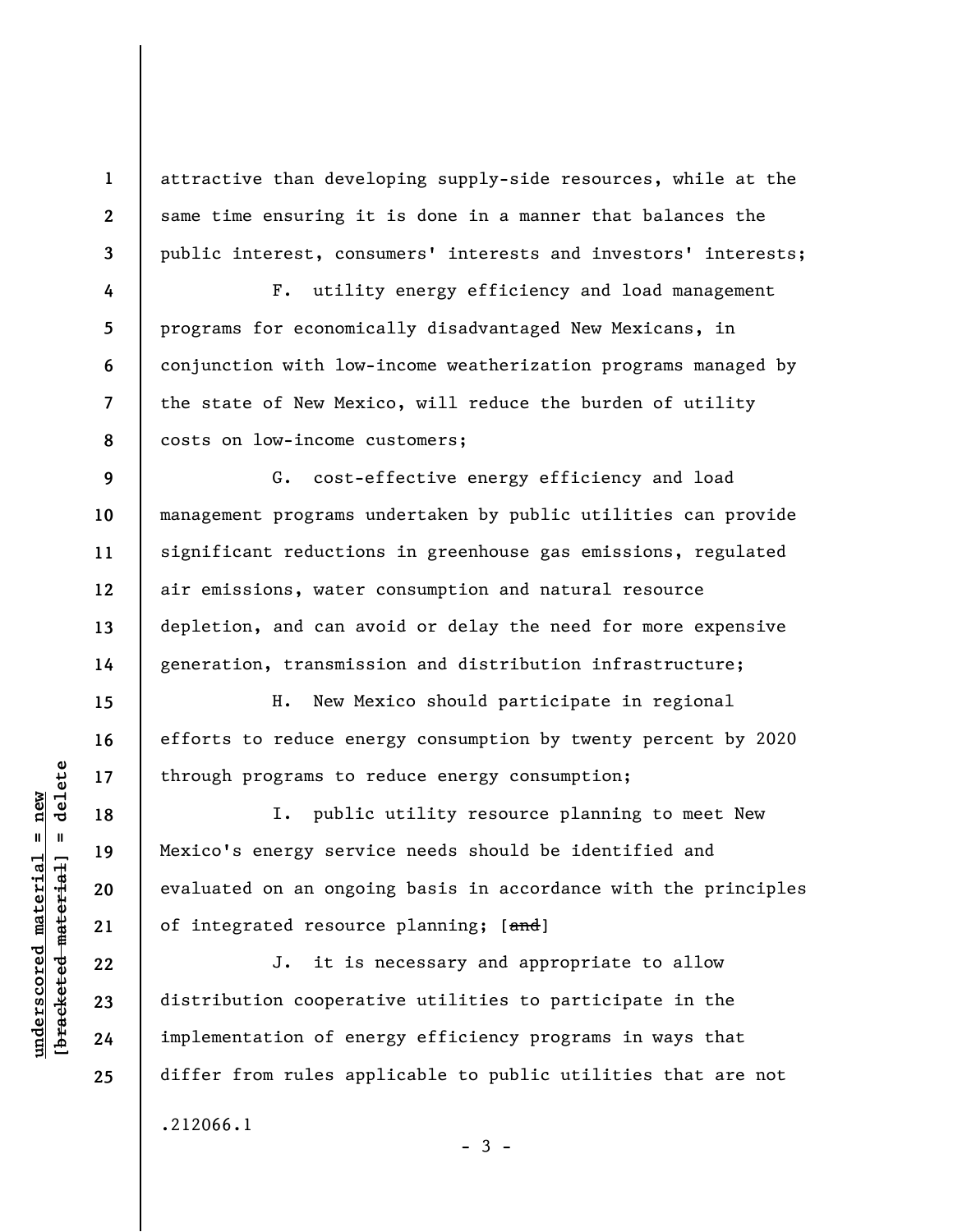attractive than developing supply-side resources, while at the same time ensuring it is done in a manner that balances the public interest, consumers' interests and investors' interests;

F. utility energy efficiency and load management programs for economically disadvantaged New Mexicans, in conjunction with low-income weatherization programs managed by the state of New Mexico, will reduce the burden of utility costs on low-income customers;

G. cost-effective energy efficiency and load management programs undertaken by public utilities can provide significant reductions in greenhouse gas emissions, regulated air emissions, water consumption and natural resource depletion, and can avoid or delay the need for more expensive generation, transmission and distribution infrastructure;

H. New Mexico should participate in regional efforts to reduce energy consumption by twenty percent by 2020 through programs to reduce energy consumption;

I. public utility resource planning to meet New Mexico's energy service needs should be identified and evaluated on an ongoing basis in accordance with the principles of integrated resource planning; [~~and~~]

J. it is necessary and appropriate to allow distribution cooperative utilities to participate in the implementation of energy efficiency programs in ways that differ from rules applicable to public utilities that are not

.212066.1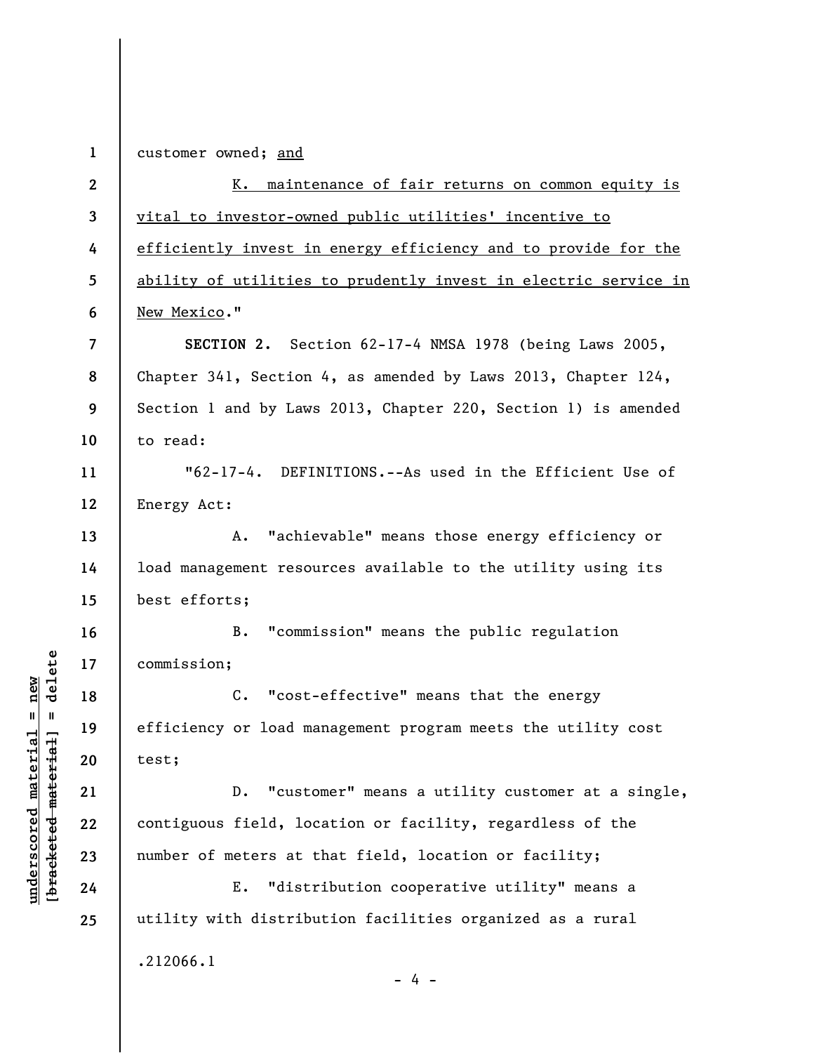customer owned; <u>and</u>

<u>K. maintenance of fair returns on common equity is vital to investor-owned public utilities' incentive to efficiently invest in energy efficiency and to provide for the ability of utilities to prudently invest in electric service in New Mexico</u>."

**SECTION 2.** Section 62-17-4 NMSA 1978 (being Laws 2005, Chapter 341, Section 4, as amended by Laws 2013, Chapter 124, Section 1 and by Laws 2013, Chapter 220, Section 1) is amended to read:

"62-17-4. DEFINITIONS.--As used in the Efficient Use of Energy Act:

A. "achievable" means those energy efficiency or load management resources available to the utility using its best efforts;

B. "commission" means the public regulation commission;

C. "cost-effective" means that the energy efficiency or load management program meets the utility cost test;

D. "customer" means a utility customer at a single, contiguous field, location or facility, regardless of the number of meters at that field, location or facility;

E. "distribution cooperative utility" means a utility with distribution facilities organized as a rural

.212066.1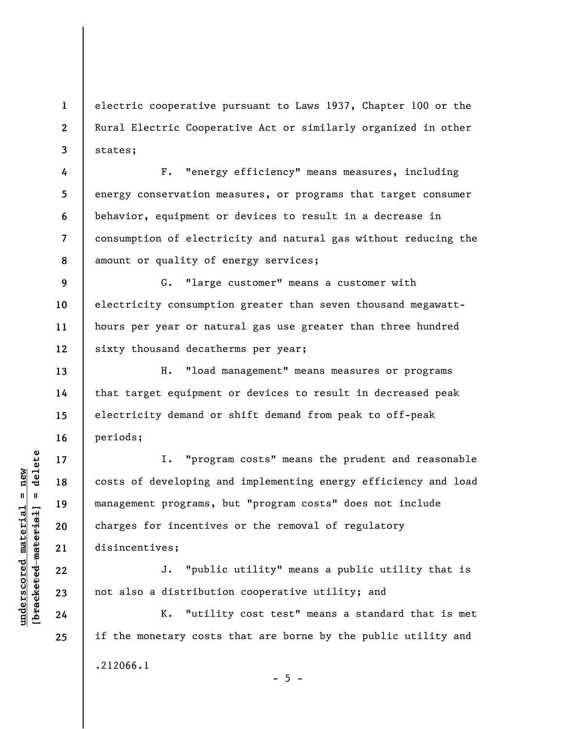electric cooperative pursuant to Laws 1937, Chapter 100 or the Rural Electric Cooperative Act or similarly organized in other states;

F. "energy efficiency" means measures, including energy conservation measures, or programs that target consumer behavior, equipment or devices to result in a decrease in consumption of electricity and natural gas without reducing the amount or quality of energy services;

G. "large customer" means a customer with electricity consumption greater than seven thousand megawatt-hours per year or natural gas use greater than three hundred sixty thousand decatherms per year;

H. "load management" means measures or programs that target equipment or devices to result in decreased peak electricity demand or shift demand from peak to off-peak periods;

I. "program costs" means the prudent and reasonable costs of developing and implementing energy efficiency and load management programs, but "program costs" does not include charges for incentives or the removal of regulatory disincentives;

J. "public utility" means a public utility that is not also a distribution cooperative utility; and

K. "utility cost test" means a standard that is met if the monetary costs that are borne by the public utility and

.212066.1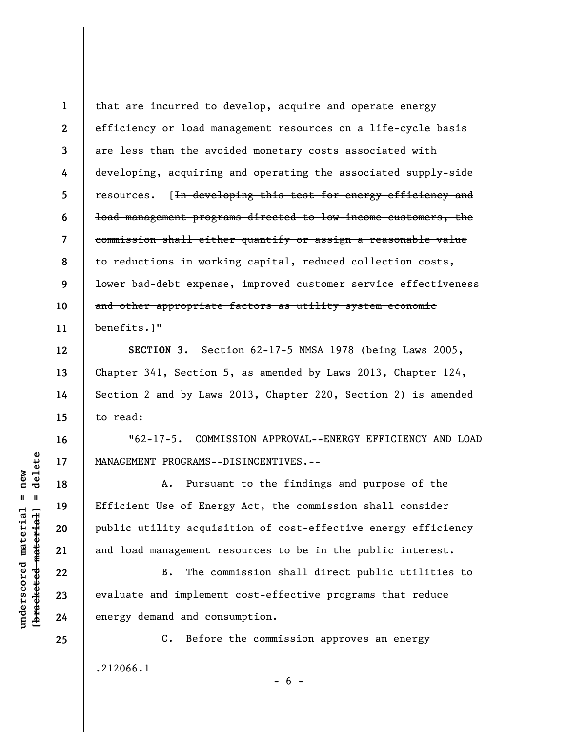that are incurred to develop, acquire and operate energy efficiency or load management resources on a life-cycle basis are less than the avoided monetary costs associated with developing, acquiring and operating the associated supply-side resources. [~~In developing this test for energy efficiency and load management programs directed to low-income customers, the commission shall either quantify or assign a reasonable value to reductions in working capital, reduced collection costs, lower bad-debt expense, improved customer service effectiveness and other appropriate factors as utility system economic benefits.~~]"

**SECTION 3.** Section 62-17-5 NMSA 1978 (being Laws 2005, Chapter 341, Section 5, as amended by Laws 2013, Chapter 124, Section 2 and by Laws 2013, Chapter 220, Section 2) is amended to read:

"62-17-5. COMMISSION APPROVAL--ENERGY EFFICIENCY AND LOAD MANAGEMENT PROGRAMS--DISINCENTIVES.--

A. Pursuant to the findings and purpose of the Efficient Use of Energy Act, the commission shall consider public utility acquisition of cost-effective energy efficiency and load management resources to be in the public interest.

B. The commission shall direct public utilities to evaluate and implement cost-effective programs that reduce energy demand and consumption.

C. Before the commission approves an energy

.212066.1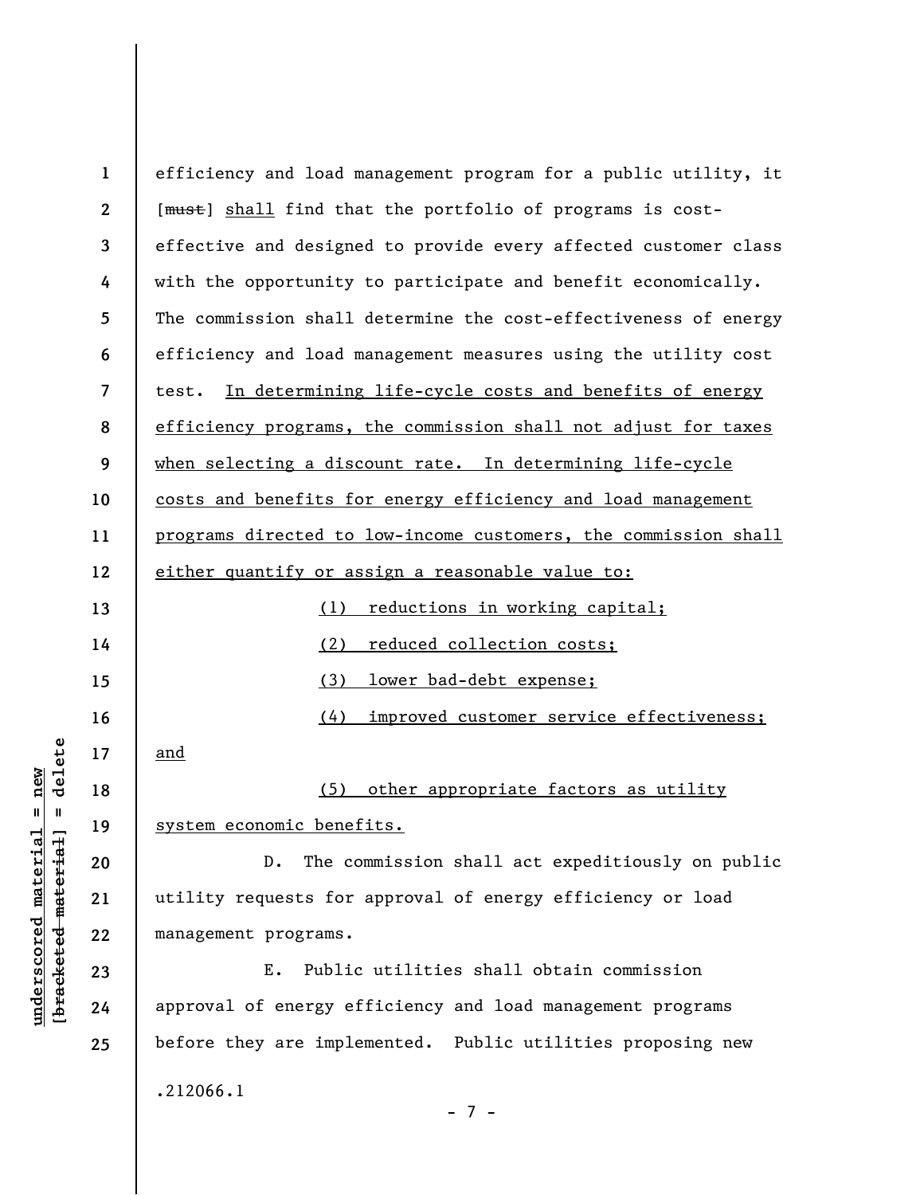efficiency and load management program for a public utility, it [~~must~~] shall find that the portfolio of programs is cost-effective and designed to provide every affected customer class with the opportunity to participate and benefit economically. The commission shall determine the cost-effectiveness of energy efficiency and load management measures using the utility cost test. In determining life-cycle costs and benefits of energy efficiency programs, the commission shall not adjust for taxes when selecting a discount rate. In determining life-cycle costs and benefits for energy efficiency and load management programs directed to low-income customers, the commission shall either quantify or assign a reasonable value to:

(1) reductions in working capital;

(2) reduced collection costs;

(3) lower bad-debt expense;

(4) improved customer service effectiveness; and

(5) other appropriate factors as utility system economic benefits.

D. The commission shall act expeditiously on public utility requests for approval of energy efficiency or load management programs.

E. Public utilities shall obtain commission approval of energy efficiency and load management programs before they are implemented. Public utilities proposing new

.212066.1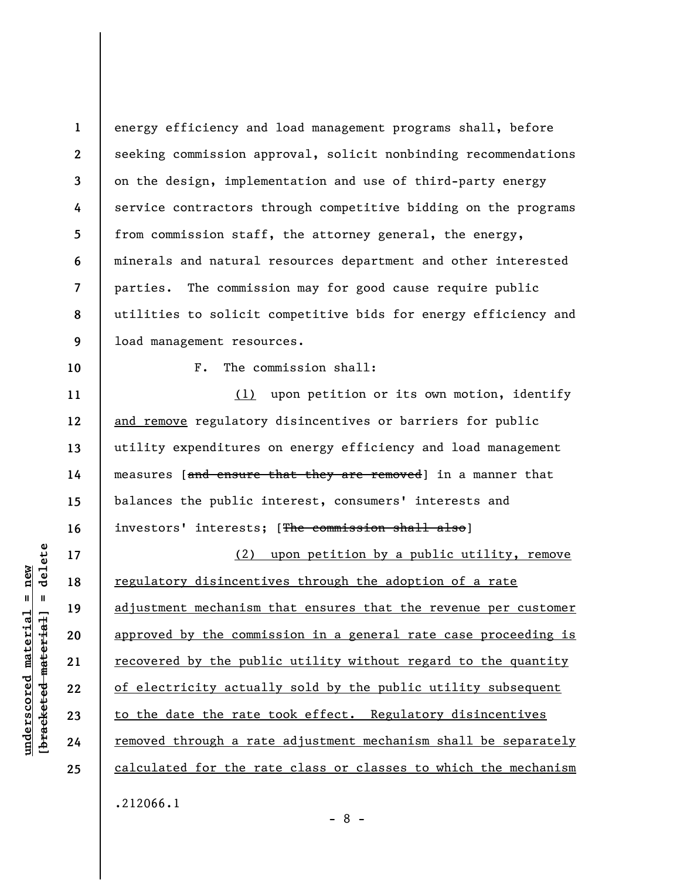energy efficiency and load management programs shall, before seeking commission approval, solicit nonbinding recommendations on the design, implementation and use of third-party energy service contractors through competitive bidding on the programs from commission staff, the attorney general, the energy, minerals and natural resources department and other interested parties. The commission may for good cause require public utilities to solicit competitive bids for energy efficiency and load management resources.

F. The commission shall:

(1) upon petition or its own motion, identify and remove regulatory disincentives or barriers for public utility expenditures on energy efficiency and load management measures [~~and ensure that they are removed~~] in a manner that balances the public interest, consumers' interests and investors' interests; [~~The commission shall also~~]

(2) upon petition by a public utility, remove regulatory disincentives through the adoption of a rate adjustment mechanism that ensures that the revenue per customer approved by the commission in a general rate case proceeding is recovered by the public utility without regard to the quantity of electricity actually sold by the public utility subsequent to the date the rate took effect. Regulatory disincentives removed through a rate adjustment mechanism shall be separately calculated for the rate class or classes to which the mechanism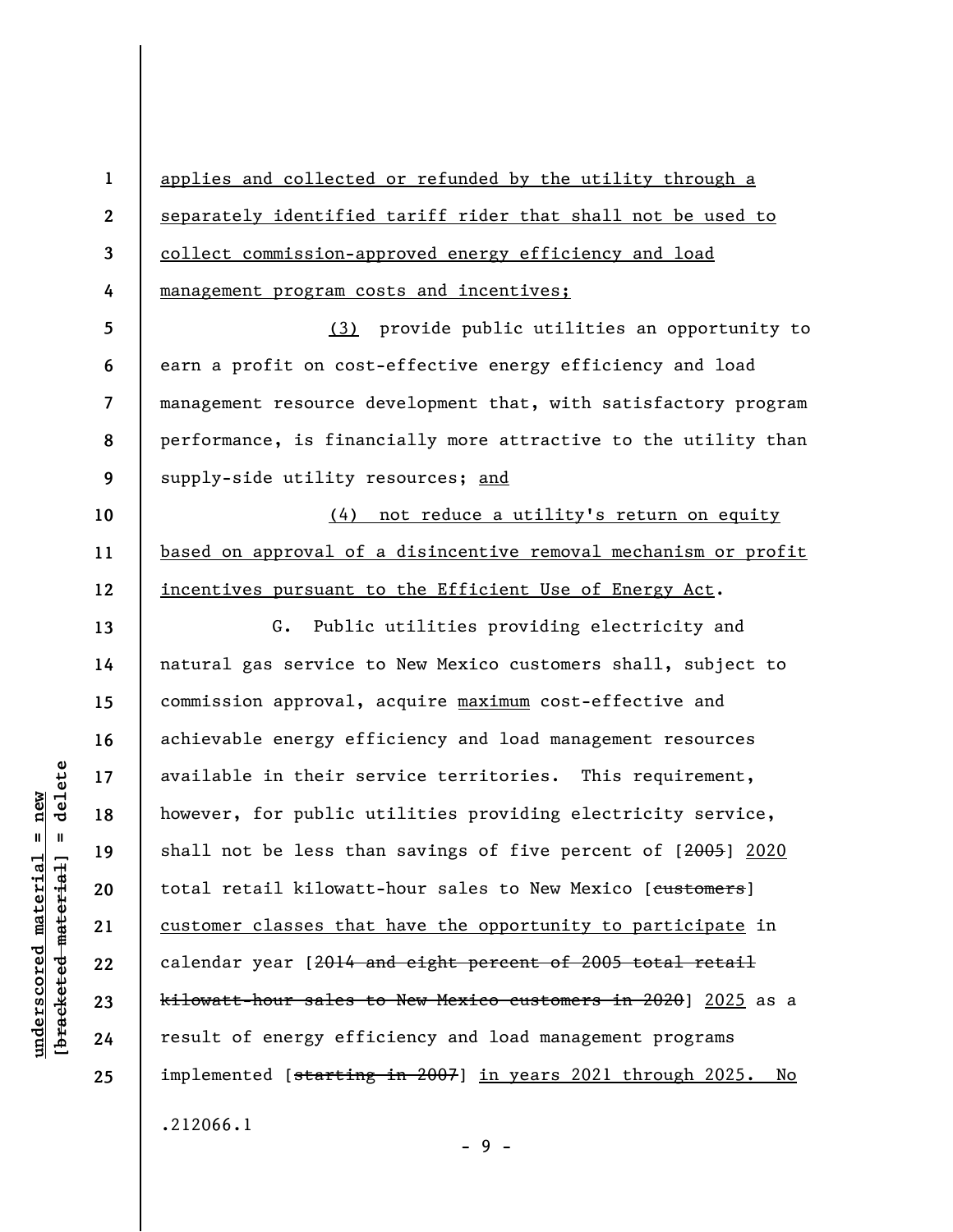applies and collected or refunded by the utility through a separately identified tariff rider that shall not be used to collect commission-approved energy efficiency and load management program costs and incentives;

(3) provide public utilities an opportunity to earn a profit on cost-effective energy efficiency and load management resource development that, with satisfactory program performance, is financially more attractive to the utility than supply-side utility resources; and

(4) not reduce a utility's return on equity based on approval of a disincentive removal mechanism or profit incentives pursuant to the Efficient Use of Energy Act.

G. Public utilities providing electricity and natural gas service to New Mexico customers shall, subject to commission approval, acquire maximum cost-effective and achievable energy efficiency and load management resources available in their service territories. This requirement, however, for public utilities providing electricity service, shall not be less than savings of five percent of [~~2005~~] 2020 total retail kilowatt-hour sales to New Mexico [~~customers~~] customer classes that have the opportunity to participate in calendar year [~~2014 and eight percent of 2005 total retail kilowatt-hour sales to New Mexico customers in 2020~~] 2025 as a result of energy efficiency and load management programs implemented [~~starting in 2007~~] in years 2021 through 2025. No

.212066.1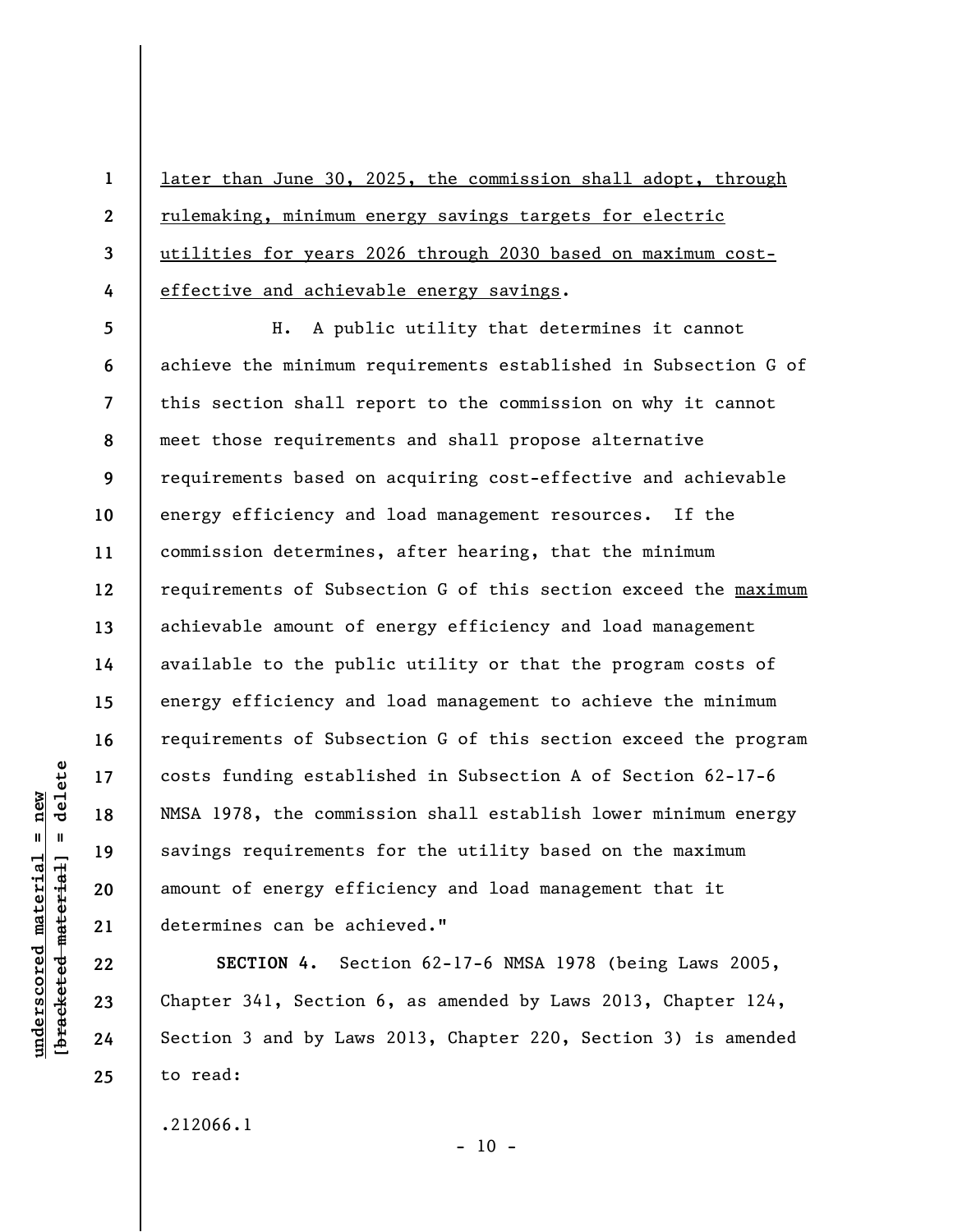later than June 30, 2025, the commission shall adopt, through rulemaking, minimum energy savings targets for electric utilities for years 2026 through 2030 based on maximum cost-effective and achievable energy savings.

H. A public utility that determines it cannot achieve the minimum requirements established in Subsection G of this section shall report to the commission on why it cannot meet those requirements and shall propose alternative requirements based on acquiring cost-effective and achievable energy efficiency and load management resources. If the commission determines, after hearing, that the minimum requirements of Subsection G of this section exceed the maximum achievable amount of energy efficiency and load management available to the public utility or that the program costs of energy efficiency and load management to achieve the minimum requirements of Subsection G of this section exceed the program costs funding established in Subsection A of Section 62-17-6 NMSA 1978, the commission shall establish lower minimum energy savings requirements for the utility based on the maximum amount of energy efficiency and load management that it determines can be achieved."

**SECTION 4.** Section 62-17-6 NMSA 1978 (being Laws 2005, Chapter 341, Section 6, as amended by Laws 2013, Chapter 124, Section 3 and by Laws 2013, Chapter 220, Section 3) is amended to read:

.212066.1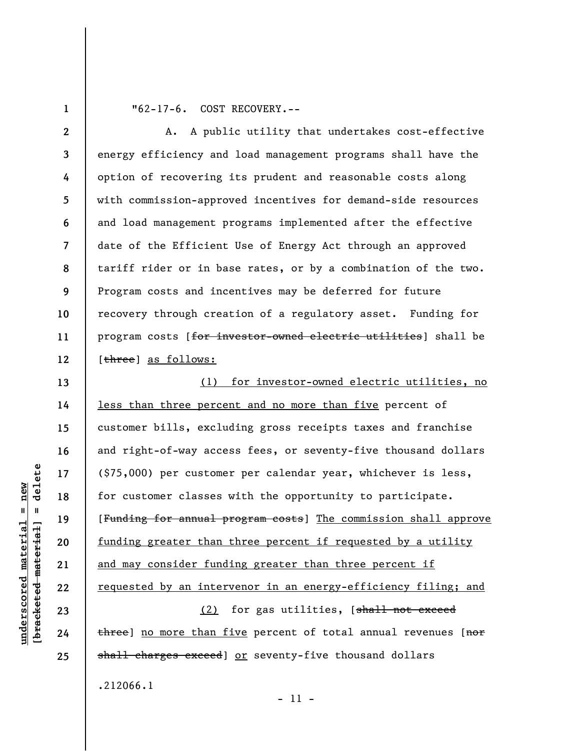"62-17-6. COST RECOVERY.--

A. A public utility that undertakes cost-effective energy efficiency and load management programs shall have the option of recovering its prudent and reasonable costs along with commission-approved incentives for demand-side resources and load management programs implemented after the effective date of the Efficient Use of Energy Act through an approved tariff rider or in base rates, or by a combination of the two. Program costs and incentives may be deferred for future recovery through creation of a regulatory asset. Funding for program costs [~~for investor-owned electric utilities~~] shall be [~~three~~] <u>as follows:</u>

<u>(1) for investor-owned electric utilities, no less than three percent and no more than five</u> percent of customer bills, excluding gross receipts taxes and franchise and right-of-way access fees, or seventy-five thousand dollars ($75,000) per customer per calendar year, whichever is less, for customer classes with the opportunity to participate. [~~Funding for annual program costs~~] <u>The commission shall approve funding greater than three percent if requested by a utility and may consider funding greater than three percent if requested by an intervenor in an energy-efficiency filing; and</u>

<u>(2)</u> for gas utilities, [~~shall not exceed three~~] <u>no more than five</u> percent of total annual revenues [~~nor shall charges exceed~~] <u>or</u> seventy-five thousand dollars

.212066.1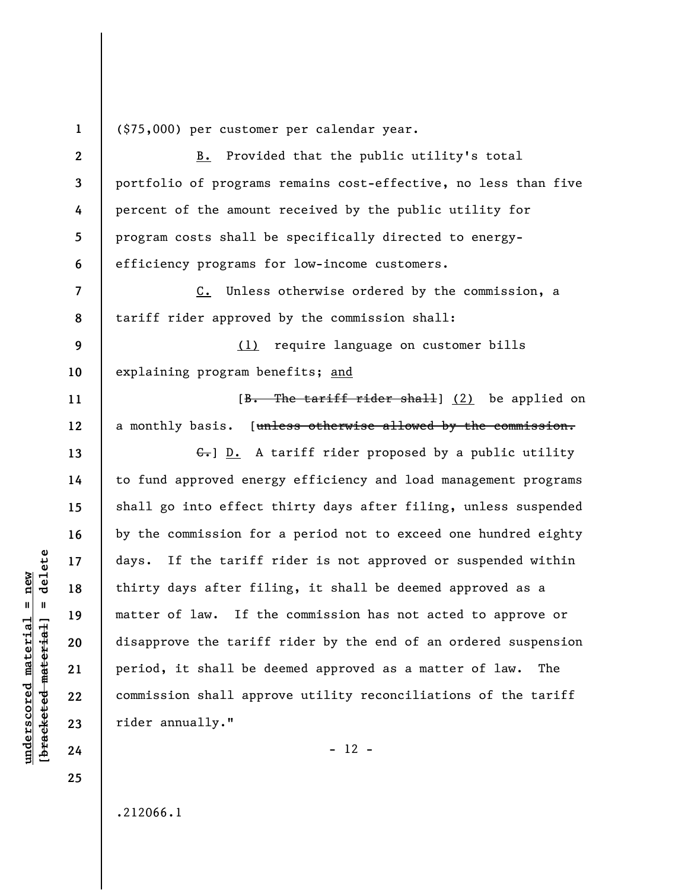($75,000) per customer per calendar year.

B. Provided that the public utility's total portfolio of programs remains cost-effective, no less than five percent of the amount received by the public utility for program costs shall be specifically directed to energy-efficiency programs for low-income customers.

C. Unless otherwise ordered by the commission, a tariff rider approved by the commission shall:

(1) require language on customer bills explaining program benefits; and

[~~B. The tariff rider shall~~] (2) be applied on a monthly basis. [~~unless otherwise allowed by the commission.~~

~~C.~~] D. A tariff rider proposed by a public utility to fund approved energy efficiency and load management programs shall go into effect thirty days after filing, unless suspended by the commission for a period not to exceed one hundred eighty days. If the tariff rider is not approved or suspended within thirty days after filing, it shall be deemed approved as a matter of law. If the commission has not acted to approve or disapprove the tariff rider by the end of an ordered suspension period, it shall be deemed approved as a matter of law. The commission shall approve utility reconciliations of the tariff rider annually."

.212066.1